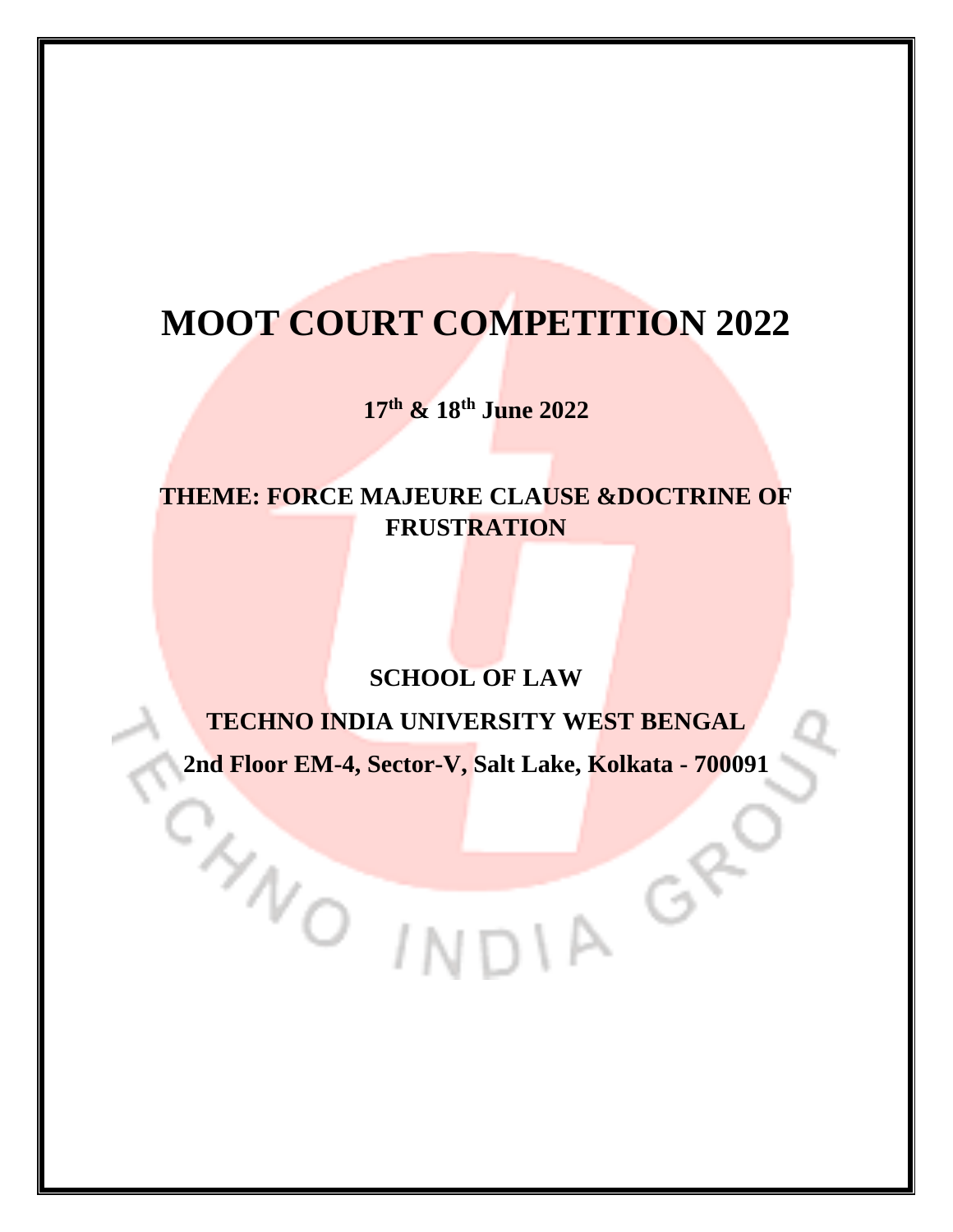# MOOT COURT COMPETITION 2022

**17th & 18th June 2022**

## THEME: FORCE MAJEURE CLAUSE &DOCTRINE OF FRUSTRATION

**SCHOOL OF LAW**

**TECHNO INDIA UNIVERSITY WEST BENGAL**

**2nd Floor EM-4, Sector-V, Salt Lake, Kolkata - 700091**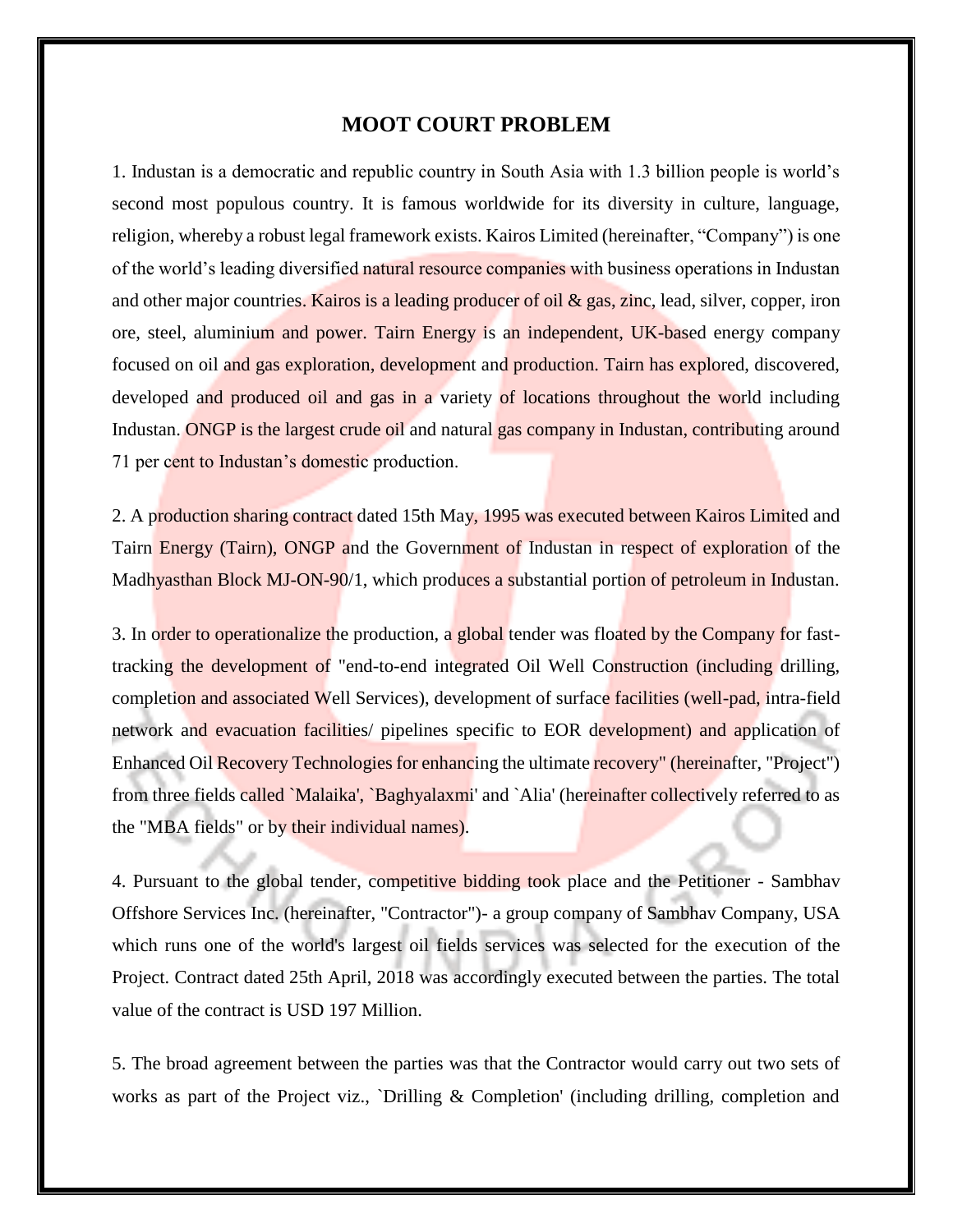## MOOT COURT PROBLEM

1. Industan is a democratic and republic country in South Asia with 1.3 billion people is world's second most populous country. It is famous worldwide for its diversity in culture, language, religion, whereby a robust legal framework exists. Kairos Limited (hereinafter, "Company") is one of the world's leading diversified natural resource companies with business operations in Industan and other major countries. Kairos is a leading producer of oil & gas, zinc, lead, silver, copper, iron ore, steel, aluminium and power. Tairn Energy is an independent, UK-based energy company focused on oil and gas exploration, development and production. Tairn has explored, discovered, developed and produced oil and gas in a variety of locations throughout the world including Industan. ONGP is the largest crude oil and natural gas company in Industan, contributing around 71 per cent to Industan's domestic production.

2. A production sharing contract dated 15th May, 1995 was executed between Kairos Limited and Tairn Energy (Tairn), ONGP and the Government of Industan in respect of exploration of the Madhyasthan Block MJ-ON-90/1, which produces a substantial portion of petroleum in Industan.

3. In order to operationalize the production, a global tender was floated by the Company for fast-tracking the development of "end-to-end integrated Oil Well Construction (including drilling, completion and associated Well Services), development of surface facilities (well-pad, intra-field network and evacuation facilities/ pipelines specific to EOR development) and application of Enhanced Oil Recovery Technologies for enhancing the ultimate recovery" (hereinafter, "Project") from three fields called `Malaika', `Baghyalaxmi' and `Alia' (hereinafter collectively referred to as the "MBA fields" or by their individual names).

4. Pursuant to the global tender, competitive bidding took place and the Petitioner - Sambhav Offshore Services Inc. (hereinafter, "Contractor")- a group company of Sambhav Company, USA which runs one of the world's largest oil fields services was selected for the execution of the Project. Contract dated 25th April, 2018 was accordingly executed between the parties. The total value of the contract is USD 197 Million.

5. The broad agreement between the parties was that the Contractor would carry out two sets of works as part of the Project viz., `Drilling & Completion' (including drilling, completion and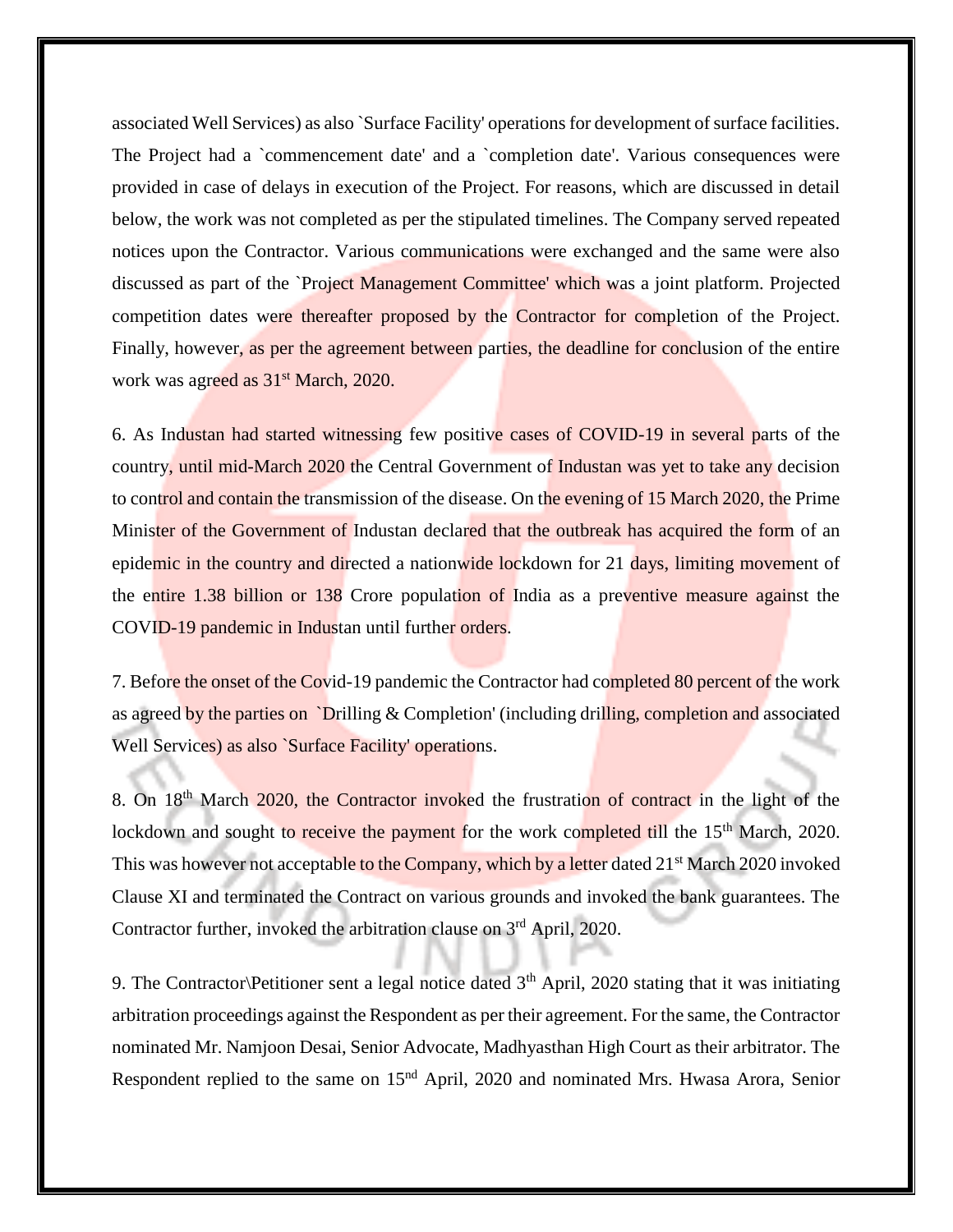associated Well Services) as also `Surface Facility' operations for development of surface facilities. The Project had a `commencement date' and a `completion date'. Various consequences were provided in case of delays in execution of the Project. For reasons, which are discussed in detail below, the work was not completed as per the stipulated timelines. The Company served repeated notices upon the Contractor. Various communications were exchanged and the same were also discussed as part of the `Project Management Committee' which was a joint platform. Projected competition dates were thereafter proposed by the Contractor for completion of the Project. Finally, however, as per the agreement between parties, the deadline for conclusion of the entire work was agreed as 31st March, 2020.

6. As Industan had started witnessing few positive cases of COVID-19 in several parts of the country, until mid-March 2020 the Central Government of Industan was yet to take any decision to control and contain the transmission of the disease. On the evening of 15 March 2020, the Prime Minister of the Government of Industan declared that the outbreak has acquired the form of an epidemic in the country and directed a nationwide lockdown for 21 days, limiting movement of the entire 1.38 billion or 138 Crore population of India as a preventive measure against the COVID-19 pandemic in Industan until further orders.

7. Before the onset of the Covid-19 pandemic the Contractor had completed 80 percent of the work as agreed by the parties on `Drilling & Completion' (including drilling, completion and associated Well Services) as also `Surface Facility' operations.

8. On 18th March 2020, the Contractor invoked the frustration of contract in the light of the lockdown and sought to receive the payment for the work completed till the 15th March, 2020. This was however not acceptable to the Company, which by a letter dated 21st March 2020 invoked Clause XI and terminated the Contract on various grounds and invoked the bank guarantees. The Contractor further, invoked the arbitration clause on 3rd April, 2020.

9. The Contractor\Petitioner sent a legal notice dated 3th April, 2020 stating that it was initiating arbitration proceedings against the Respondent as per their agreement. For the same, the Contractor nominated Mr. Namjoon Desai, Senior Advocate, Madhyasthan High Court as their arbitrator. The Respondent replied to the same on 15nd April, 2020 and nominated Mrs. Hwasa Arora, Senior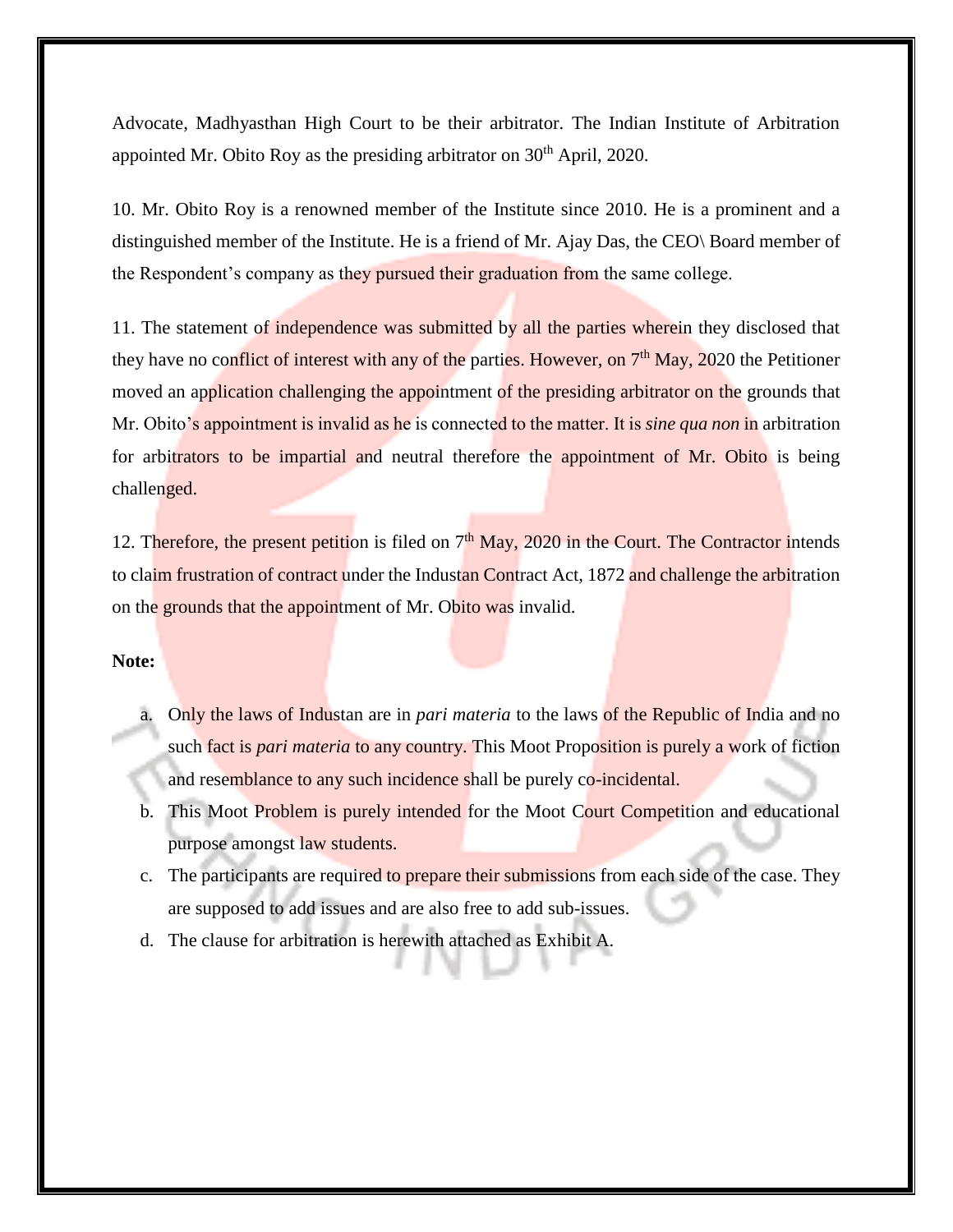Advocate, Madhyasthan High Court to be their arbitrator. The Indian Institute of Arbitration appointed Mr. Obito Roy as the presiding arbitrator on 30th April, 2020.

10. Mr. Obito Roy is a renowned member of the Institute since 2010. He is a prominent and a distinguished member of the Institute. He is a friend of Mr. Ajay Das, the CEO\ Board member of the Respondent's company as they pursued their graduation from the same college.

11. The statement of independence was submitted by all the parties wherein they disclosed that they have no conflict of interest with any of the parties. However, on 7th May, 2020 the Petitioner moved an application challenging the appointment of the presiding arbitrator on the grounds that Mr. Obito's appointment is invalid as he is connected to the matter. It is *sine qua non* in arbitration for arbitrators to be impartial and neutral therefore the appointment of Mr. Obito is being challenged.

12. Therefore, the present petition is filed on 7th May, 2020 in the Court. The Contractor intends to claim frustration of contract under the Industan Contract Act, 1872 and challenge the arbitration on the grounds that the appointment of Mr. Obito was invalid.

**Note:**

a. Only the laws of Industan are in *pari materia* to the laws of the Republic of India and no such fact is *pari materia* to any country. This Moot Proposition is purely a work of fiction and resemblance to any such incidence shall be purely co-incidental.
b. This Moot Problem is purely intended for the Moot Court Competition and educational purpose amongst law students.
c. The participants are required to prepare their submissions from each side of the case. They are supposed to add issues and are also free to add sub-issues.
d. The clause for arbitration is herewith attached as Exhibit A.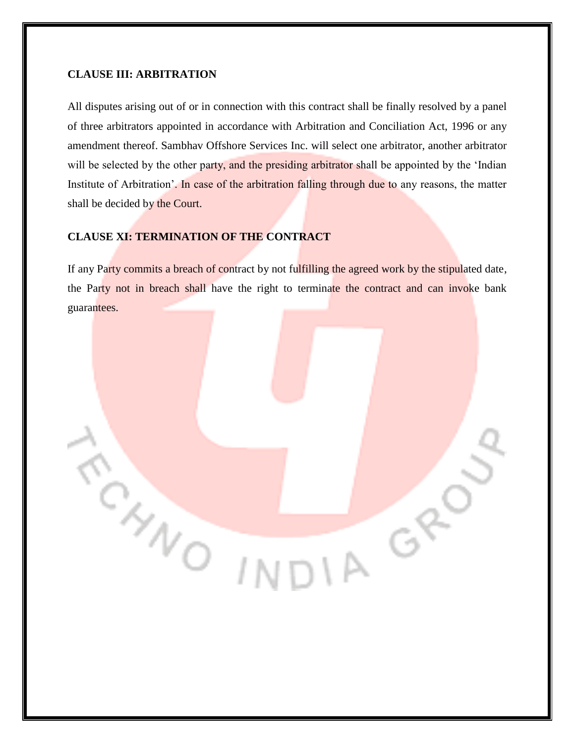**CLAUSE III: ARBITRATION**

All disputes arising out of or in connection with this contract shall be finally resolved by a panel of three arbitrators appointed in accordance with Arbitration and Conciliation Act, 1996 or any amendment thereof. Sambhav Offshore Services Inc. will select one arbitrator, another arbitrator will be selected by the other party, and the presiding arbitrator shall be appointed by the 'Indian Institute of Arbitration'. In case of the arbitration falling through due to any reasons, the matter shall be decided by the Court.

**CLAUSE XI: TERMINATION OF THE CONTRACT**

If any Party commits a breach of contract by not fulfilling the agreed work by the stipulated date, the Party not in breach shall have the right to terminate the contract and can invoke bank guarantees.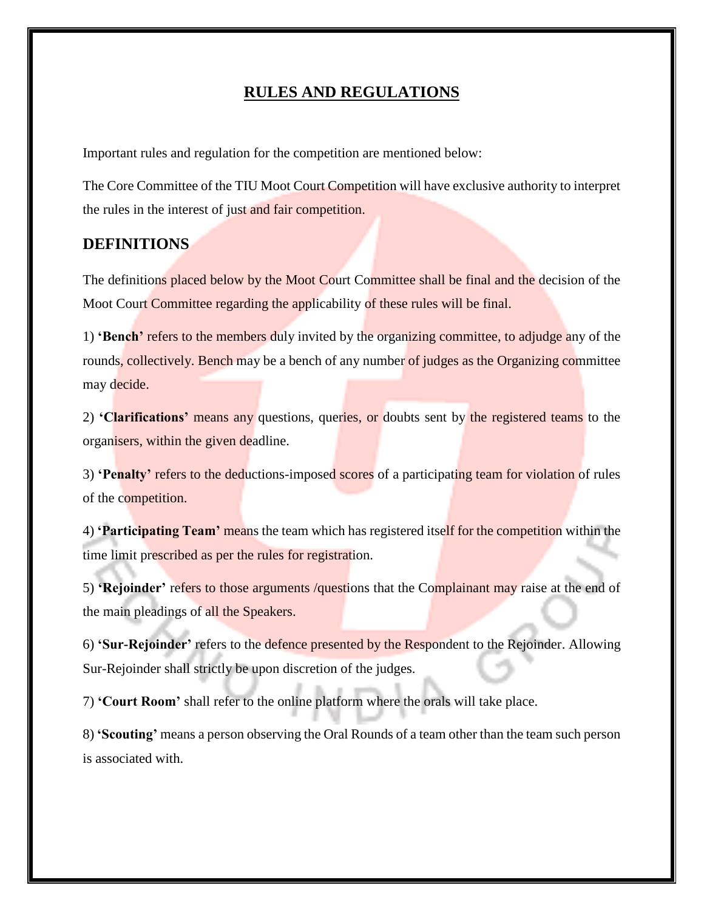## RULES AND REGULATIONS

Important rules and regulation for the competition are mentioned below:

The Core Committee of the TIU Moot Court Competition will have exclusive authority to interpret the rules in the interest of just and fair competition.

### DEFINITIONS

The definitions placed below by the Moot Court Committee shall be final and the decision of the Moot Court Committee regarding the applicability of these rules will be final.

1) **'Bench'** refers to the members duly invited by the organizing committee, to adjudge any of the rounds, collectively. Bench may be a bench of any number of judges as the Organizing committee may decide.

2) **'Clarifications'** means any questions, queries, or doubts sent by the registered teams to the organisers, within the given deadline.

3) **'Penalty'** refers to the deductions-imposed scores of a participating team for violation of rules of the competition.

4) **'Participating Team'** means the team which has registered itself for the competition within the time limit prescribed as per the rules for registration.

5) **'Rejoinder'** refers to those arguments /questions that the Complainant may raise at the end of the main pleadings of all the Speakers.

6) **'Sur-Rejoinder'** refers to the defence presented by the Respondent to the Rejoinder. Allowing Sur-Rejoinder shall strictly be upon discretion of the judges.

7) **'Court Room'** shall refer to the online platform where the orals will take place.

8) **'Scouting'** means a person observing the Oral Rounds of a team other than the team such person is associated with.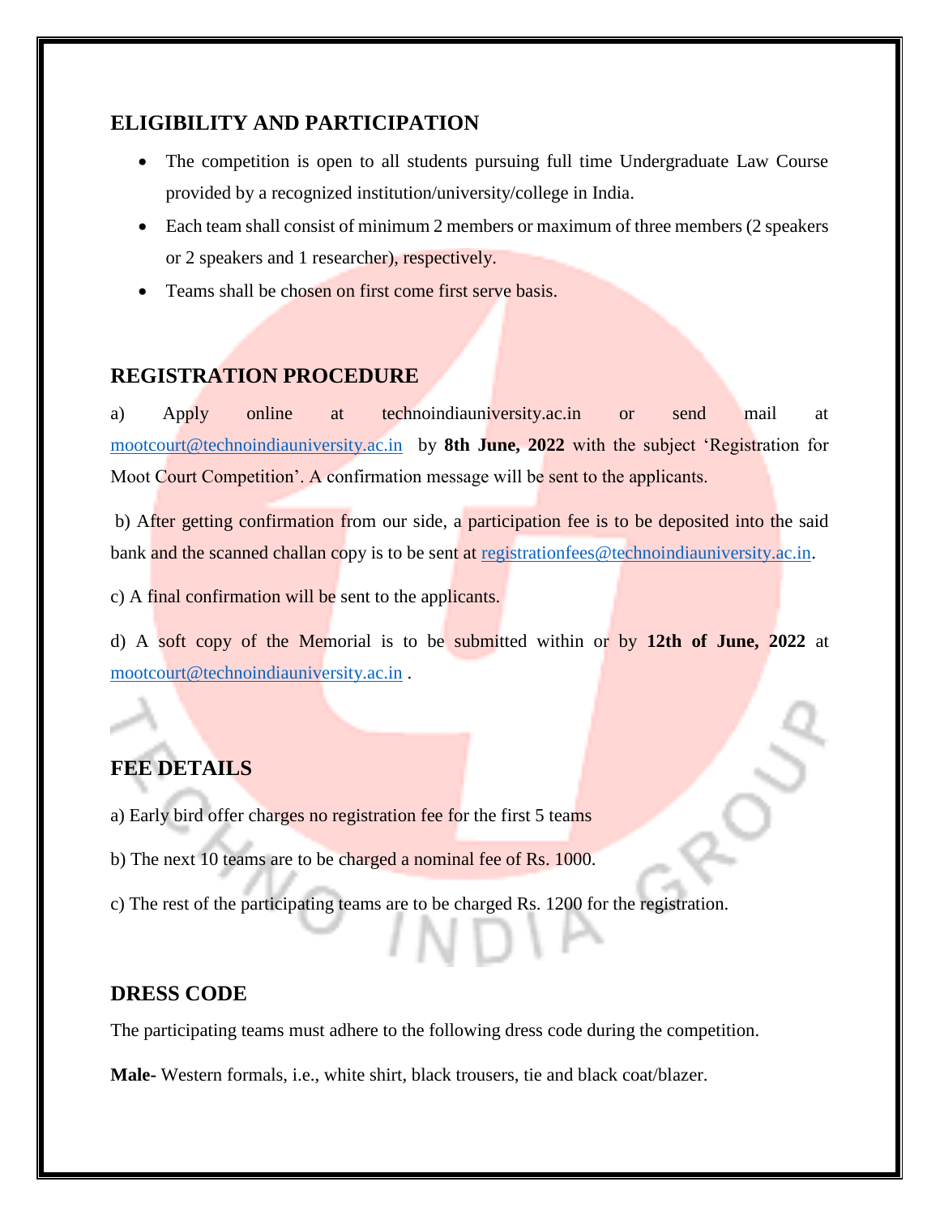## ELIGIBILITY AND PARTICIPATION

- The competition is open to all students pursuing full time Undergraduate Law Course provided by a recognized institution/university/college in India.
- Each team shall consist of minimum 2 members or maximum of three members (2 speakers or 2 speakers and 1 researcher), respectively.
- Teams shall be chosen on first come first serve basis.

## REGISTRATION PROCEDURE

a) Apply online at technoindiauniversity.ac.in or send mail at mootcourt@technoindiauniversity.ac.in by **8th June, 2022** with the subject 'Registration for Moot Court Competition'. A confirmation message will be sent to the applicants.

b) After getting confirmation from our side, a participation fee is to be deposited into the said bank and the scanned challan copy is to be sent at registrationfees@technoindiauniversity.ac.in.

c) A final confirmation will be sent to the applicants.

d) A soft copy of the Memorial is to be submitted within or by **12th of June, 2022** at mootcourt@technoindiauniversity.ac.in .

## FEE DETAILS

a) Early bird offer charges no registration fee for the first 5 teams

b) The next 10 teams are to be charged a nominal fee of Rs. 1000.

c) The rest of the participating teams are to be charged Rs. 1200 for the registration.

## DRESS CODE

The participating teams must adhere to the following dress code during the competition.

**Male-** Western formals, i.e., white shirt, black trousers, tie and black coat/blazer.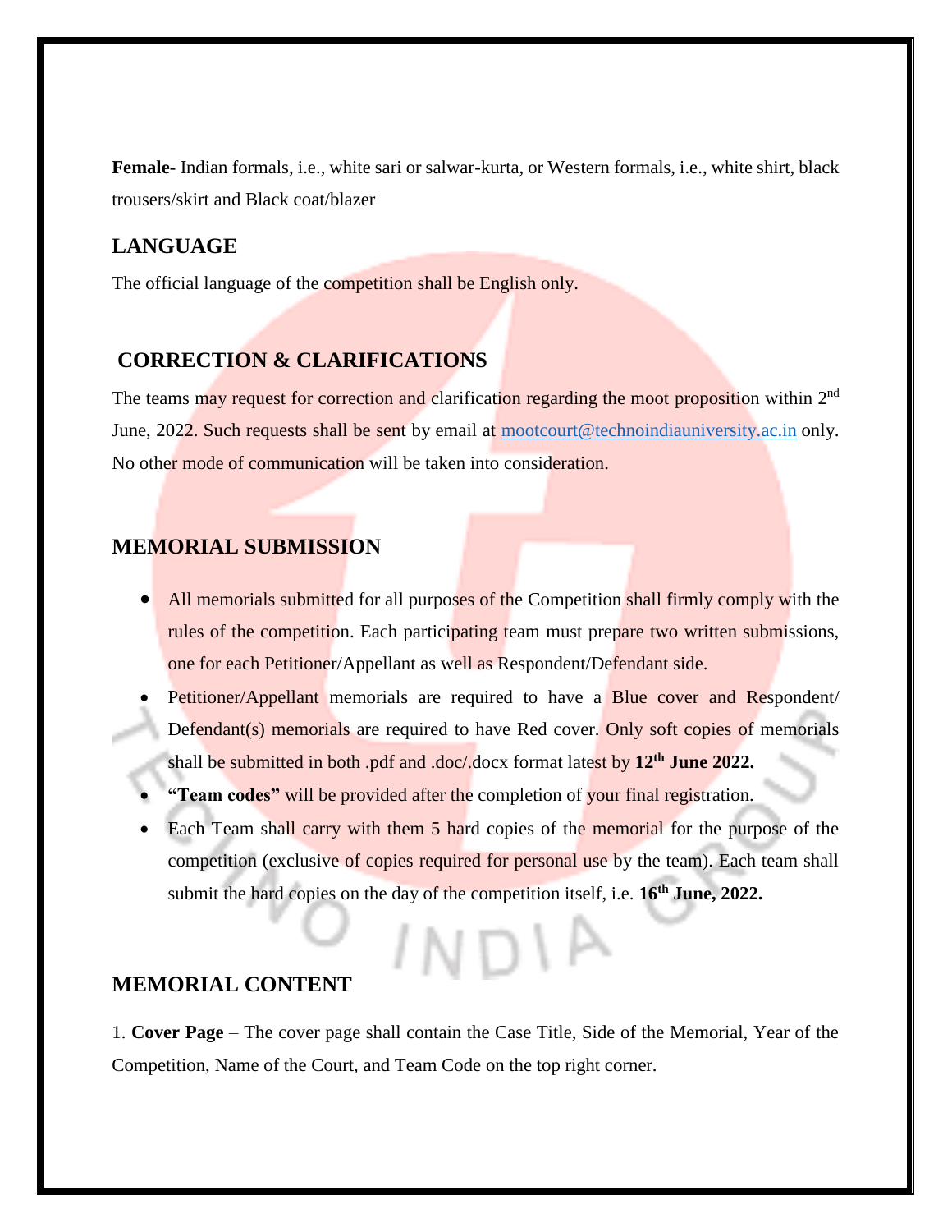**Female-** Indian formals, i.e., white sari or salwar-kurta, or Western formals, i.e., white shirt, black trousers/skirt and Black coat/blazer

## LANGUAGE

The official language of the competition shall be English only.

## CORRECTION & CLARIFICATIONS

The teams may request for correction and clarification regarding the moot proposition within 2nd June, 2022. Such requests shall be sent by email at mootcourt@technoindiauniversity.ac.in only. No other mode of communication will be taken into consideration.

## MEMORIAL SUBMISSION

- All memorials submitted for all purposes of the Competition shall firmly comply with the rules of the competition. Each participating team must prepare two written submissions, one for each Petitioner/Appellant as well as Respondent/Defendant side.
- Petitioner/Appellant memorials are required to have a Blue cover and Respondent/ Defendant(s) memorials are required to have Red cover. Only soft copies of memorials shall be submitted in both .pdf and .doc/.docx format latest by **12th June 2022.**
- **"Team codes"** will be provided after the completion of your final registration.
- Each Team shall carry with them 5 hard copies of the memorial for the purpose of the competition (exclusive of copies required for personal use by the team). Each team shall submit the hard copies on the day of the competition itself, i.e. **16th June, 2022.**

## MEMORIAL CONTENT

1. **Cover Page** – The cover page shall contain the Case Title, Side of the Memorial, Year of the Competition, Name of the Court, and Team Code on the top right corner.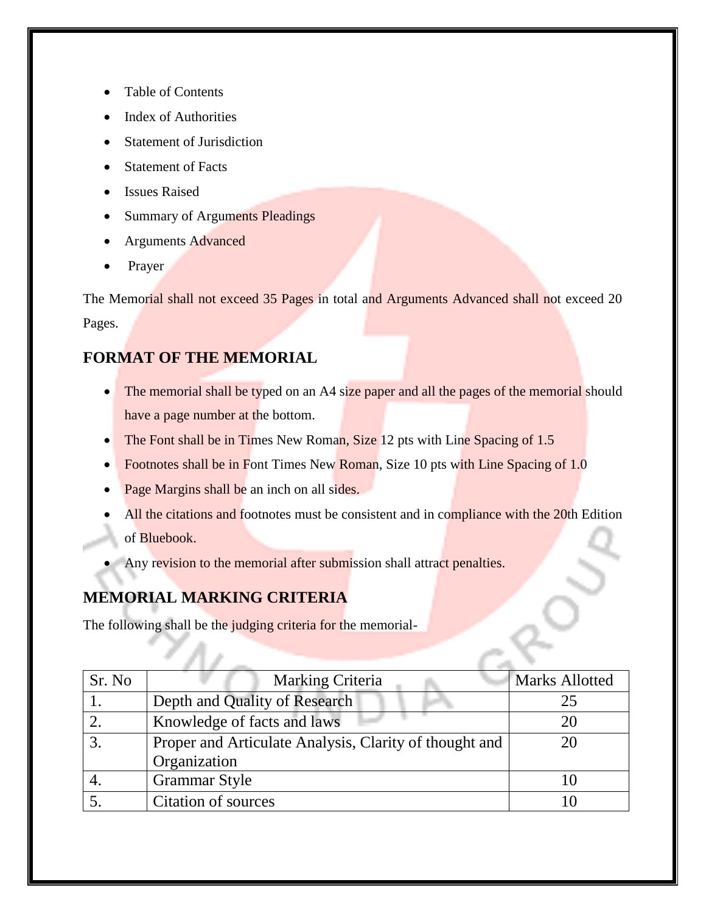- Table of Contents
- Index of Authorities
- Statement of Jurisdiction
- Statement of Facts
- Issues Raised
- Summary of Arguments Pleadings
- Arguments Advanced
- Prayer

The Memorial shall not exceed 35 Pages in total and Arguments Advanced shall not exceed 20 Pages.

## FORMAT OF THE MEMORIAL

- The memorial shall be typed on an A4 size paper and all the pages of the memorial should have a page number at the bottom.
- The Font shall be in Times New Roman, Size 12 pts with Line Spacing of 1.5
- Footnotes shall be in Font Times New Roman, Size 10 pts with Line Spacing of 1.0
- Page Margins shall be an inch on all sides.
- All the citations and footnotes must be consistent and in compliance with the 20th Edition of Bluebook.
- Any revision to the memorial after submission shall attract penalties.

## MEMORIAL MARKING CRITERIA

The following shall be the judging criteria for the memorial-

| Sr. No | Marking Criteria | Marks Allotted |
|---|---|---|
| 1. | Depth and Quality of Research | 25 |
| 2. | Knowledge of facts and laws | 20 |
| 3. | Proper and Articulate Analysis, Clarity of thought and Organization | 20 |
| 4. | Grammar Style | 10 |
| 5. | Citation of sources | 10 |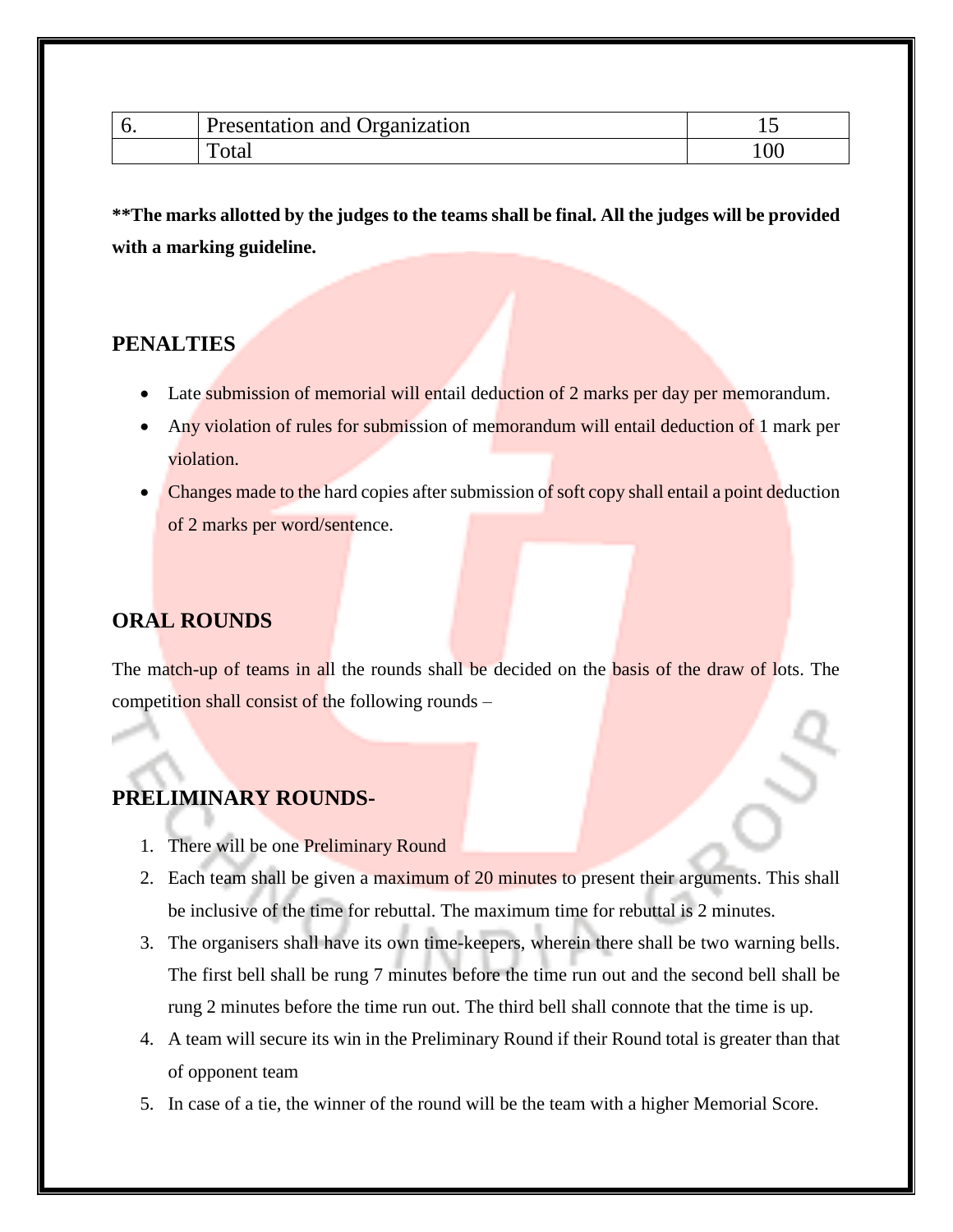| 6. | Presentation and Organization | 15 |
|---|---|---|
| | Total | 100 |

**\*\*The marks allotted by the judges to the teams shall be final. All the judges will be provided with a marking guideline.**

## PENALTIES

- Late submission of memorial will entail deduction of 2 marks per day per memorandum.
- Any violation of rules for submission of memorandum will entail deduction of 1 mark per violation.
- Changes made to the hard copies after submission of soft copy shall entail a point deduction of 2 marks per word/sentence.

## ORAL ROUNDS

The match-up of teams in all the rounds shall be decided on the basis of the draw of lots. The competition shall consist of the following rounds –

## PRELIMINARY ROUNDS-

1. There will be one Preliminary Round
2. Each team shall be given a maximum of 20 minutes to present their arguments. This shall be inclusive of the time for rebuttal. The maximum time for rebuttal is 2 minutes.
3. The organisers shall have its own time-keepers, wherein there shall be two warning bells. The first bell shall be rung 7 minutes before the time run out and the second bell shall be rung 2 minutes before the time run out. The third bell shall connote that the time is up.
4. A team will secure its win in the Preliminary Round if their Round total is greater than that of opponent team
5. In case of a tie, the winner of the round will be the team with a higher Memorial Score.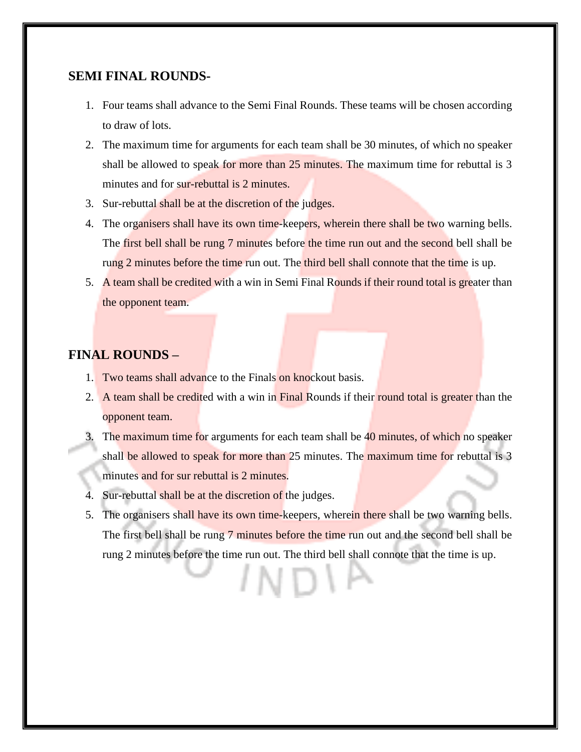## SEMI FINAL ROUNDS-

1. Four teams shall advance to the Semi Final Rounds. These teams will be chosen according to draw of lots.
2. The maximum time for arguments for each team shall be 30 minutes, of which no speaker shall be allowed to speak for more than 25 minutes. The maximum time for rebuttal is 3 minutes and for sur-rebuttal is 2 minutes.
3. Sur-rebuttal shall be at the discretion of the judges.
4. The organisers shall have its own time-keepers, wherein there shall be two warning bells. The first bell shall be rung 7 minutes before the time run out and the second bell shall be rung 2 minutes before the time run out. The third bell shall connote that the time is up.
5. A team shall be credited with a win in Semi Final Rounds if their round total is greater than the opponent team.

## FINAL ROUNDS –

1. Two teams shall advance to the Finals on knockout basis.
2. A team shall be credited with a win in Final Rounds if their round total is greater than the opponent team.
3. The maximum time for arguments for each team shall be 40 minutes, of which no speaker shall be allowed to speak for more than 25 minutes. The maximum time for rebuttal is 3 minutes and for sur rebuttal is 2 minutes.
4. Sur-rebuttal shall be at the discretion of the judges.
5. The organisers shall have its own time-keepers, wherein there shall be two warning bells. The first bell shall be rung 7 minutes before the time run out and the second bell shall be rung 2 minutes before the time run out. The third bell shall connote that the time is up.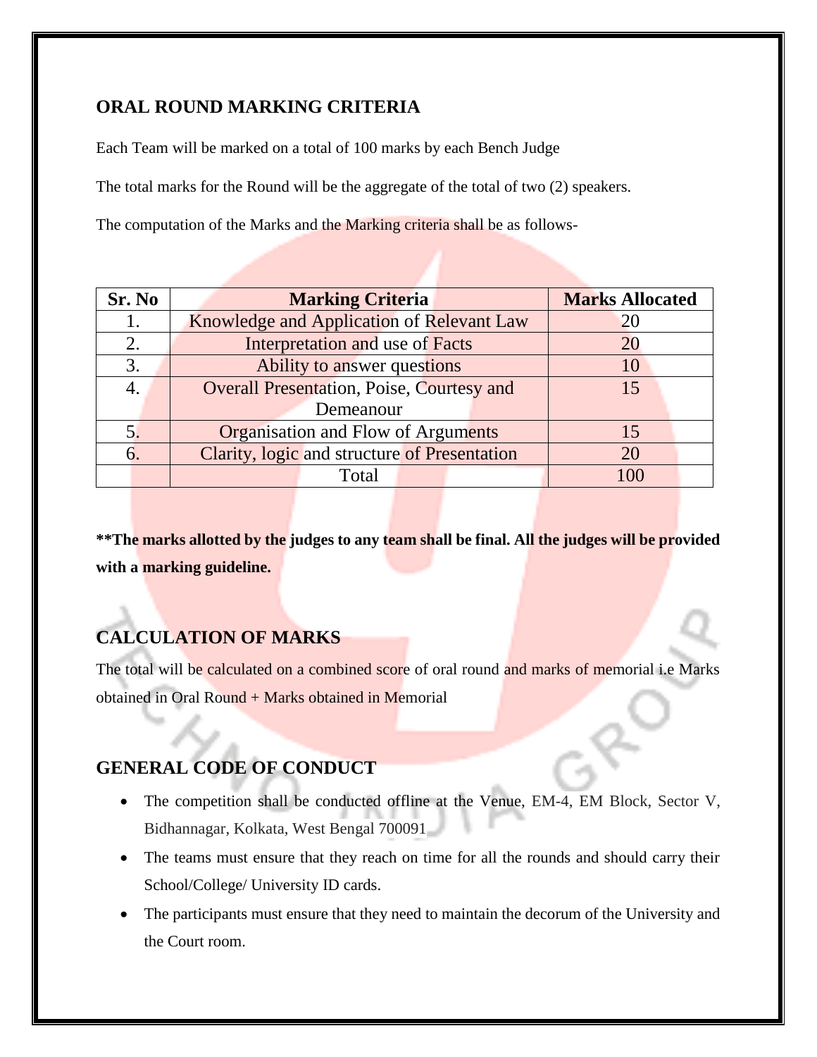## ORAL ROUND MARKING CRITERIA

Each Team will be marked on a total of 100 marks by each Bench Judge

The total marks for the Round will be the aggregate of the total of two (2) speakers.

The computation of the Marks and the Marking criteria shall be as follows-

| Sr. No | Marking Criteria | Marks Allocated |
|---|---|---|
| 1. | Knowledge and Application of Relevant Law | 20 |
| 2. | Interpretation and use of Facts | 20 |
| 3. | Ability to answer questions | 10 |
| 4. | Overall Presentation, Poise, Courtesy and Demeanour | 15 |
| 5. | Organisation and Flow of Arguments | 15 |
| 6. | Clarity, logic and structure of Presentation | 20 |
| | Total | 100 |

**\*\*The marks allotted by the judges to any team shall be final. All the judges will be provided with a marking guideline.**

## CALCULATION OF MARKS

The total will be calculated on a combined score of oral round and marks of memorial i.e Marks obtained in Oral Round + Marks obtained in Memorial

## GENERAL CODE OF CONDUCT

- The competition shall be conducted offline at the Venue, EM-4, EM Block, Sector V, Bidhannagar, Kolkata, West Bengal 700091
- The teams must ensure that they reach on time for all the rounds and should carry their School/College/ University ID cards.
- The participants must ensure that they need to maintain the decorum of the University and the Court room.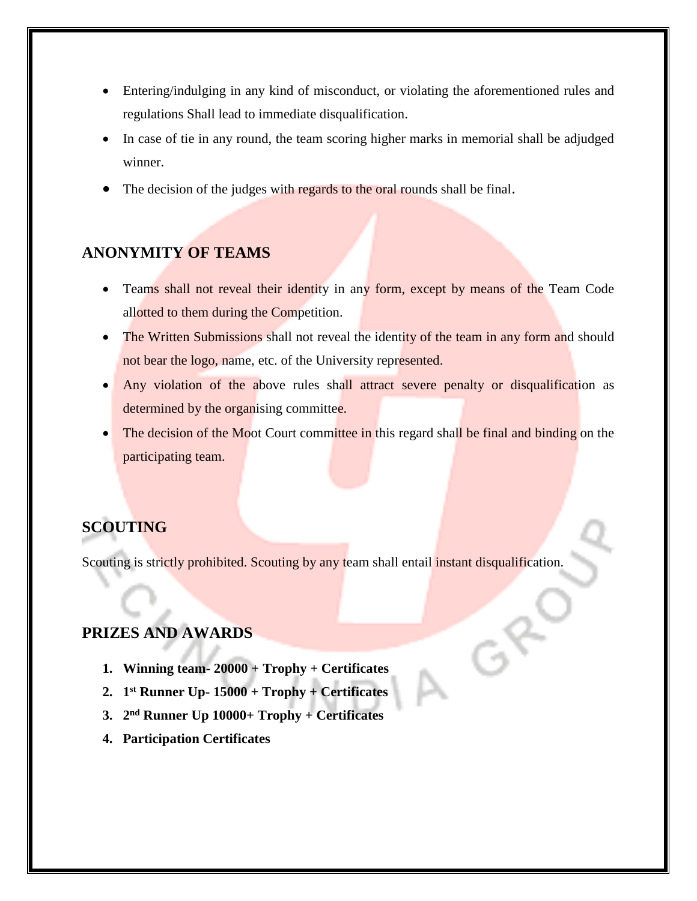- Entering/indulging in any kind of misconduct, or violating the aforementioned rules and regulations Shall lead to immediate disqualification.
- In case of tie in any round, the team scoring higher marks in memorial shall be adjudged winner.
- The decision of the judges with regards to the oral rounds shall be final.

## ANONYMITY OF TEAMS

- Teams shall not reveal their identity in any form, except by means of the Team Code allotted to them during the Competition.
- The Written Submissions shall not reveal the identity of the team in any form and should not bear the logo, name, etc. of the University represented.
- Any violation of the above rules shall attract severe penalty or disqualification as determined by the organising committee.
- The decision of the Moot Court committee in this regard shall be final and binding on the participating team.

## SCOUTING

Scouting is strictly prohibited. Scouting by any team shall entail instant disqualification.

## PRIZES AND AWARDS

1. **Winning team- 20000 + Trophy + Certificates**
2. **1st Runner Up- 15000 + Trophy + Certificates**
3. **2nd Runner Up 10000+ Trophy + Certificates**
4. **Participation Certificates**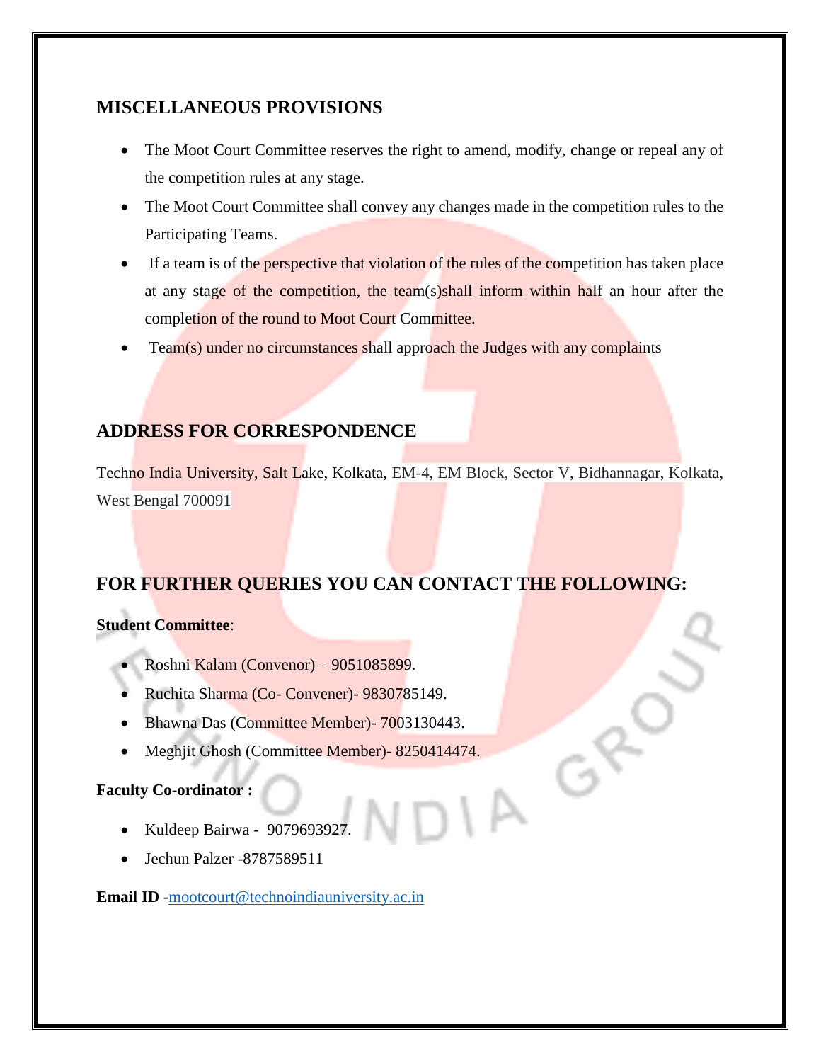## MISCELLANEOUS PROVISIONS

- The Moot Court Committee reserves the right to amend, modify, change or repeal any of the competition rules at any stage.
- The Moot Court Committee shall convey any changes made in the competition rules to the Participating Teams.
- If a team is of the perspective that violation of the rules of the competition has taken place at any stage of the competition, the team(s)shall inform within half an hour after the completion of the round to Moot Court Committee.
- Team(s) under no circumstances shall approach the Judges with any complaints

## ADDRESS FOR CORRESPONDENCE

Techno India University, Salt Lake, Kolkata, EM-4, EM Block, Sector V, Bidhannagar, Kolkata, West Bengal 700091

## FOR FURTHER QUERIES YOU CAN CONTACT THE FOLLOWING:

**Student Committee**:

- Roshni Kalam (Convenor) – 9051085899.
- Ruchita Sharma (Co- Convener)- 9830785149.
- Bhawna Das (Committee Member)- 7003130443.
- Meghjit Ghosh (Committee Member)- 8250414474.

**Faculty Co-ordinator :**

- Kuldeep Bairwa - 9079693927.
- Jechun Palzer -8787589511

**Email ID** -mootcourt@technoindiauniversity.ac.in